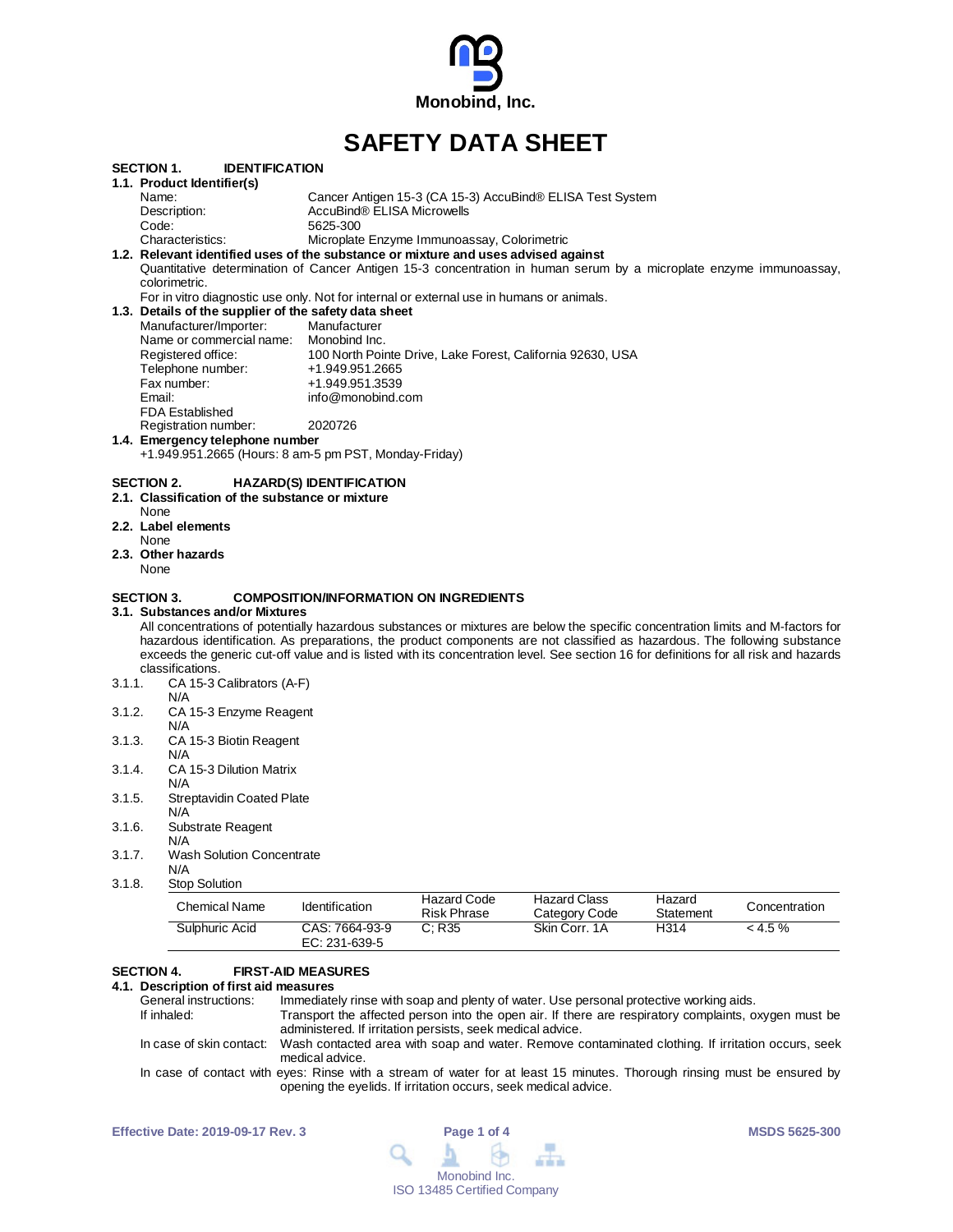Monobind, Inc.

# SAFETY DATA SHEET

## SECTION 1. IDENTIFICATION

### 1.1. Product Identifier(s)

| | |
|---|---|
| Name: | Cancer Antigen 15-3 (CA 15-3) AccuBind® ELISA Test System |
| Description: | AccuBind® ELISA Microwells |
| Code: | 5625-300 |
| Characteristics: | Microplate Enzyme Immunoassay, Colorimetric |

### 1.2. Relevant identified uses of the substance or mixture and uses advised against

Quantitative determination of Cancer Antigen 15-3 concentration in human serum by a microplate enzyme immunoassay, colorimetric.

For in vitro diagnostic use only. Not for internal or external use in humans or animals.

### 1.3. Details of the supplier of the safety data sheet

| | |
|---|---|
| Manufacturer/Importer: | Manufacturer |
| Name or commercial name: | Monobind Inc. |
| Registered office: | 100 North Pointe Drive, Lake Forest, California 92630, USA |
| Telephone number: | +1.949.951.2665 |
| Fax number: | +1.949.951.3539 |
| Email: | info@monobind.com |
| FDA Established Registration number: | 2020726 |

### 1.4. Emergency telephone number

+1.949.951.2665 (Hours: 8 am-5 pm PST, Monday-Friday)

## SECTION 2. HAZARD(S) IDENTIFICATION

### 2.1. Classification of the substance or mixture

None

### 2.2. Label elements

None

### 2.3. Other hazards

None

## SECTION 3. COMPOSITION/INFORMATION ON INGREDIENTS

### 3.1. Substances and/or Mixtures

All concentrations of potentially hazardous substances or mixtures are below the specific concentration limits and M-factors for hazardous identification. As preparations, the product components are not classified as hazardous. The following substance exceeds the generic cut-off value and is listed with its concentration level. See section 16 for definitions for all risk and hazards classifications.

3.1.1. CA 15-3 Calibrators (A-F)
N/A

3.1.2. CA 15-3 Enzyme Reagent
N/A

3.1.3. CA 15-3 Biotin Reagent
N/A

3.1.4. CA 15-3 Dilution Matrix
N/A

3.1.5. Streptavidin Coated Plate
N/A

3.1.6. Substrate Reagent
N/A

3.1.7. Wash Solution Concentrate
N/A

3.1.8. Stop Solution

| Chemical Name | Identification | Hazard Code Risk Phrase | Hazard Class Category Code | Hazard Statement | Concentration |
|---|---|---|---|---|---|
| Sulphuric Acid | CAS: 7664-93-9 EC: 231-639-5 | C; R35 | Skin Corr. 1A | H314 | < 4.5 % |

## SECTION 4. FIRST-AID MEASURES

### 4.1. Description of first aid measures

General instructions: Immediately rinse with soap and plenty of water. Use personal protective working aids.

If inhaled: Transport the affected person into the open air. If there are respiratory complaints, oxygen must be administered. If irritation persists, seek medical advice.

In case of skin contact: Wash contacted area with soap and water. Remove contaminated clothing. If irritation occurs, seek medical advice.

In case of contact with eyes: Rinse with a stream of water for at least 15 minutes. Thorough rinsing must be ensured by opening the eyelids. If irritation occurs, seek medical advice.

Effective Date: 2019-09-17 Rev. 3 | MSDS 5625-300

Monobind Inc.
ISO 13485 Certified Company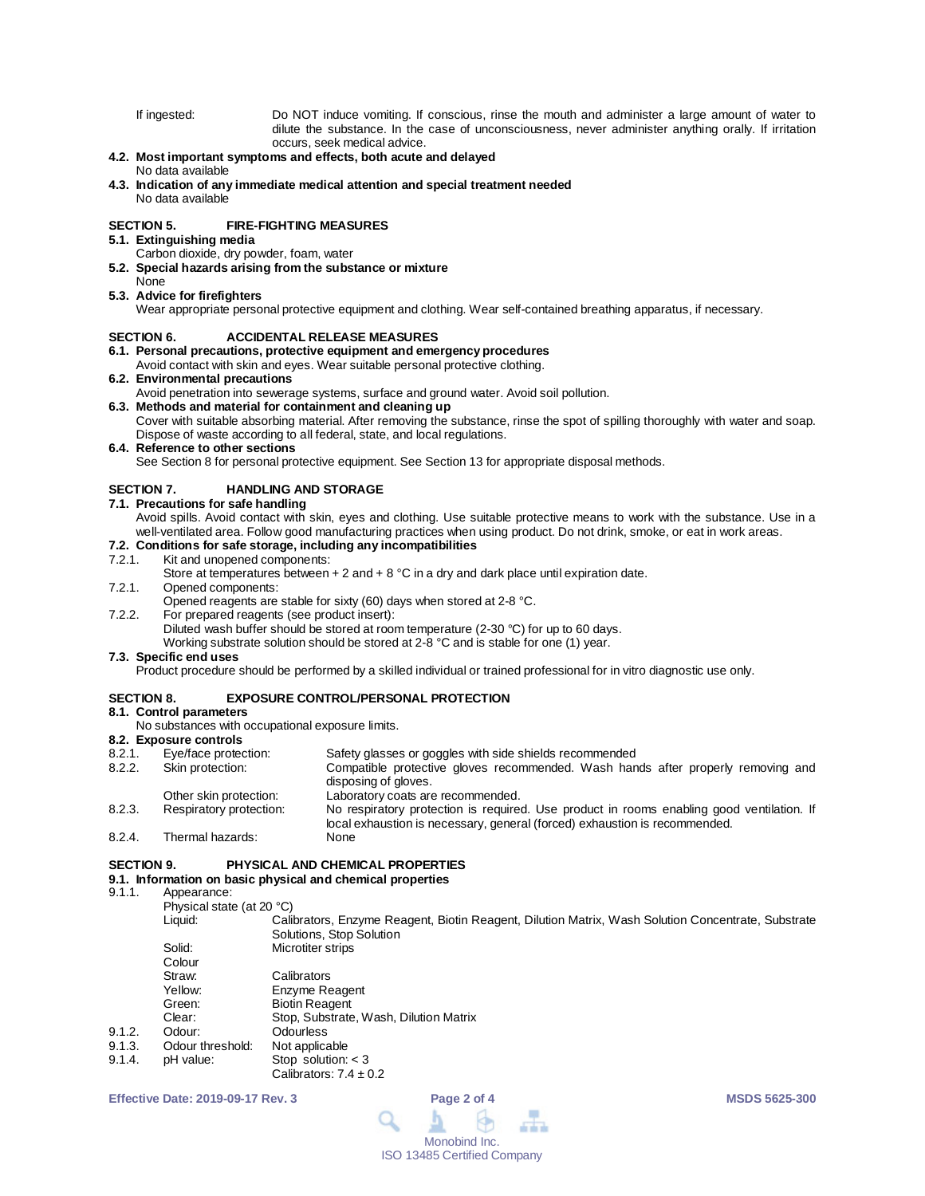If ingested: Do NOT induce vomiting. If conscious, rinse the mouth and administer a large amount of water to dilute the substance. In the case of unconsciousness, never administer anything orally. If irritation occurs, seek medical advice.

**4.2. Most important symptoms and effects, both acute and delayed**
No data available

**4.3. Indication of any immediate medical attention and special treatment needed**
No data available

## SECTION 5. FIRE-FIGHTING MEASURES

**5.1. Extinguishing media**
Carbon dioxide, dry powder, foam, water

**5.2. Special hazards arising from the substance or mixture**
None

**5.3. Advice for firefighters**
Wear appropriate personal protective equipment and clothing. Wear self-contained breathing apparatus, if necessary.

## SECTION 6. ACCIDENTAL RELEASE MEASURES

**6.1. Personal precautions, protective equipment and emergency procedures**
Avoid contact with skin and eyes. Wear suitable personal protective clothing.

**6.2. Environmental precautions**
Avoid penetration into sewerage systems, surface and ground water. Avoid soil pollution.

**6.3. Methods and material for containment and cleaning up**
Cover with suitable absorbing material. After removing the substance, rinse the spot of spilling thoroughly with water and soap. Dispose of waste according to all federal, state, and local regulations.

**6.4. Reference to other sections**
See Section 8 for personal protective equipment. See Section 13 for appropriate disposal methods.

## SECTION 7. HANDLING AND STORAGE

**7.1. Precautions for safe handling**
Avoid spills. Avoid contact with skin, eyes and clothing. Use suitable protective means to work with the substance. Use in a well-ventilated area. Follow good manufacturing practices when using product. Do not drink, smoke, or eat in work areas.

**7.2. Conditions for safe storage, including any incompatibilities**

7.2.1. Kit and unopened components:
Store at temperatures between + 2 and + 8 °C in a dry and dark place until expiration date.

7.2.1. Opened components:
Opened reagents are stable for sixty (60) days when stored at 2-8 °C.

7.2.2. For prepared reagents (see product insert):
Diluted wash buffer should be stored at room temperature (2-30 °C) for up to 60 days.
Working substrate solution should be stored at 2-8 °C and is stable for one (1) year.

**7.3. Specific end uses**
Product procedure should be performed by a skilled individual or trained professional for in vitro diagnostic use only.

## SECTION 8. EXPOSURE CONTROL/PERSONAL PROTECTION

**8.1. Control parameters**
No substances with occupational exposure limits.

**8.2. Exposure controls**

8.2.1. Eye/face protection: Safety glasses or goggles with side shields recommended

8.2.2. Skin protection: Compatible protective gloves recommended. Wash hands after properly removing and disposing of gloves.

Other skin protection: Laboratory coats are recommended.

8.2.3. Respiratory protection: No respiratory protection is required. Use product in rooms enabling good ventilation. If local exhaustion is necessary, general (forced) exhaustion is recommended.

8.2.4. Thermal hazards: None

## SECTION 9. PHYSICAL AND CHEMICAL PROPERTIES

**9.1. Information on basic physical and chemical properties**

9.1.1. Appearance:

Physical state (at 20 °C)

- Liquid: Calibrators, Enzyme Reagent, Biotin Reagent, Dilution Matrix, Wash Solution Concentrate, Substrate Solutions, Stop Solution
- Solid: Microtiter strips

Colour

- Straw: Calibrators
- Yellow: Enzyme Reagent
- Green: Biotin Reagent
- Clear: Stop, Substrate, Wash, Dilution Matrix

9.1.2. Odour: Odourless

9.1.3. Odour threshold: Not applicable

9.1.4. pH value: Stop solution: < 3
Calibrators: 7.4 ± 0.2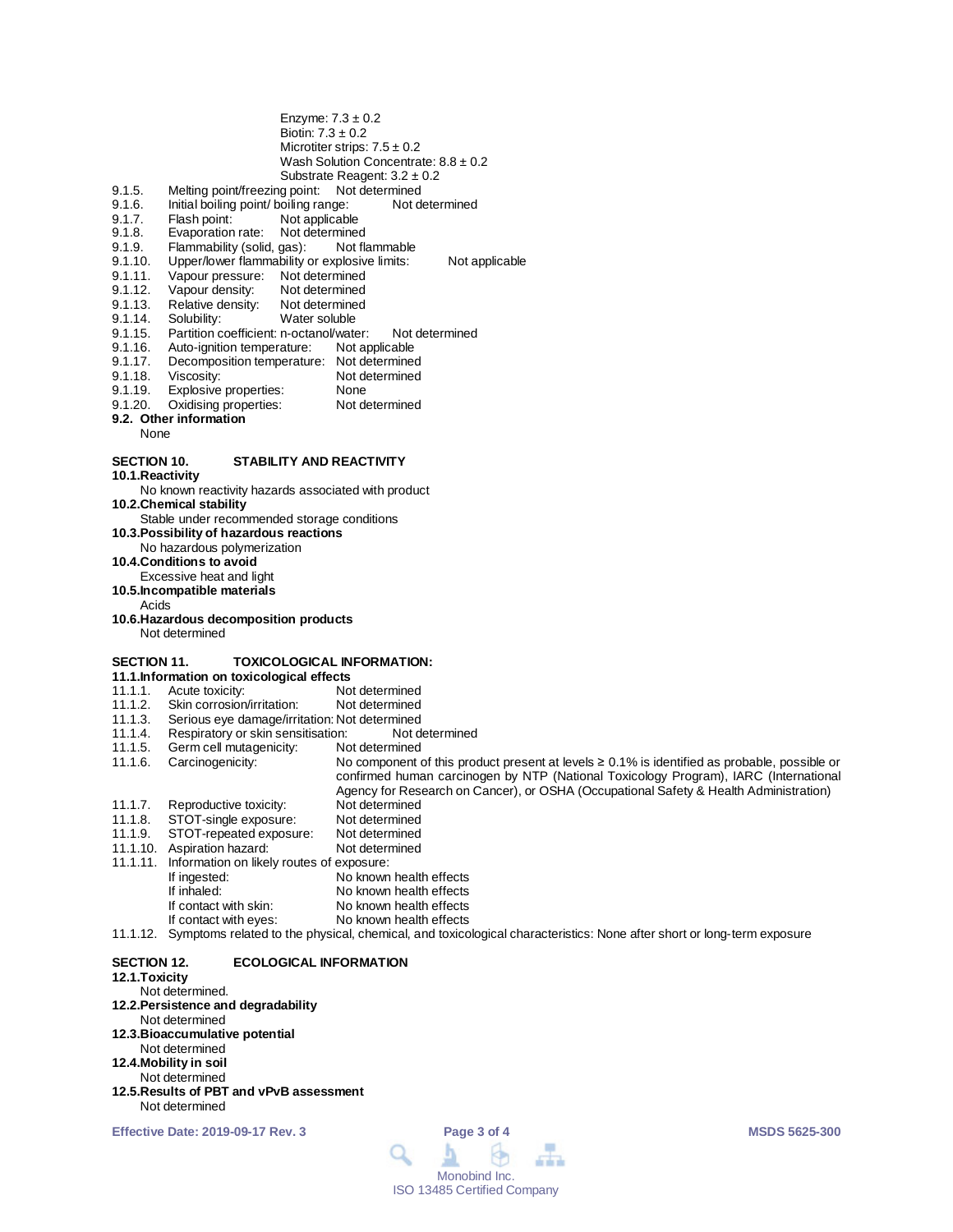Enzyme: 7.3 ± 0.2
Biotin: 7.3 ± 0.2
Microtiter strips: 7.5 ± 0.2
Wash Solution Concentrate: 8.8 ± 0.2
Substrate Reagent: 3.2 ± 0.2

9.1.5. Melting point/freezing point: Not determined
9.1.6. Initial boiling point/ boiling range: Not determined
9.1.7. Flash point: Not applicable
9.1.8. Evaporation rate: Not determined
9.1.9. Flammability (solid, gas): Not flammable
9.1.10. Upper/lower flammability or explosive limits: Not applicable
9.1.11. Vapour pressure: Not determined
9.1.12. Vapour density: Not determined
9.1.13. Relative density: Not determined
9.1.14. Solubility: Water soluble
9.1.15. Partition coefficient: n-octanol/water: Not determined
9.1.16. Auto-ignition temperature: Not applicable
9.1.17. Decomposition temperature: Not determined
9.1.18. Viscosity: Not determined
9.1.19. Explosive properties: None
9.1.20. Oxidising properties: Not determined

**9.2. Other information**

None

## SECTION 10. STABILITY AND REACTIVITY

**10.1.Reactivity**

No known reactivity hazards associated with product

**10.2.Chemical stability**

Stable under recommended storage conditions

**10.3.Possibility of hazardous reactions**

No hazardous polymerization

**10.4.Conditions to avoid**

Excessive heat and light

**10.5.Incompatible materials**

Acids

**10.6.Hazardous decomposition products**

Not determined

## SECTION 11. TOXICOLOGICAL INFORMATION:

**11.1.Information on toxicological effects**

11.1.1. Acute toxicity: Not determined
11.1.2. Skin corrosion/irritation: Not determined
11.1.3. Serious eye damage/irritation: Not determined
11.1.4. Respiratory or skin sensitisation: Not determined
11.1.5. Germ cell mutagenicity: Not determined
11.1.6. Carcinogenicity: No component of this product present at levels ≥ 0.1% is identified as probable, possible or confirmed human carcinogen by NTP (National Toxicology Program), IARC (International Agency for Research on Cancer), or OSHA (Occupational Safety & Health Administration)
11.1.7. Reproductive toxicity: Not determined
11.1.8. STOT-single exposure: Not determined
11.1.9. STOT-repeated exposure: Not determined
11.1.10. Aspiration hazard: Not determined
11.1.11. Information on likely routes of exposure:
- If ingested: No known health effects
- If inhaled: No known health effects
- If contact with skin: No known health effects
- If contact with eyes: No known health effects

11.1.12. Symptoms related to the physical, chemical, and toxicological characteristics: None after short or long-term exposure

## SECTION 12. ECOLOGICAL INFORMATION

**12.1.Toxicity**

Not determined.

**12.2.Persistence and degradability**

Not determined

**12.3.Bioaccumulative potential**

Not determined

**12.4.Mobility in soil**

Not determined

**12.5.Results of PBT and vPvB assessment**

Not determined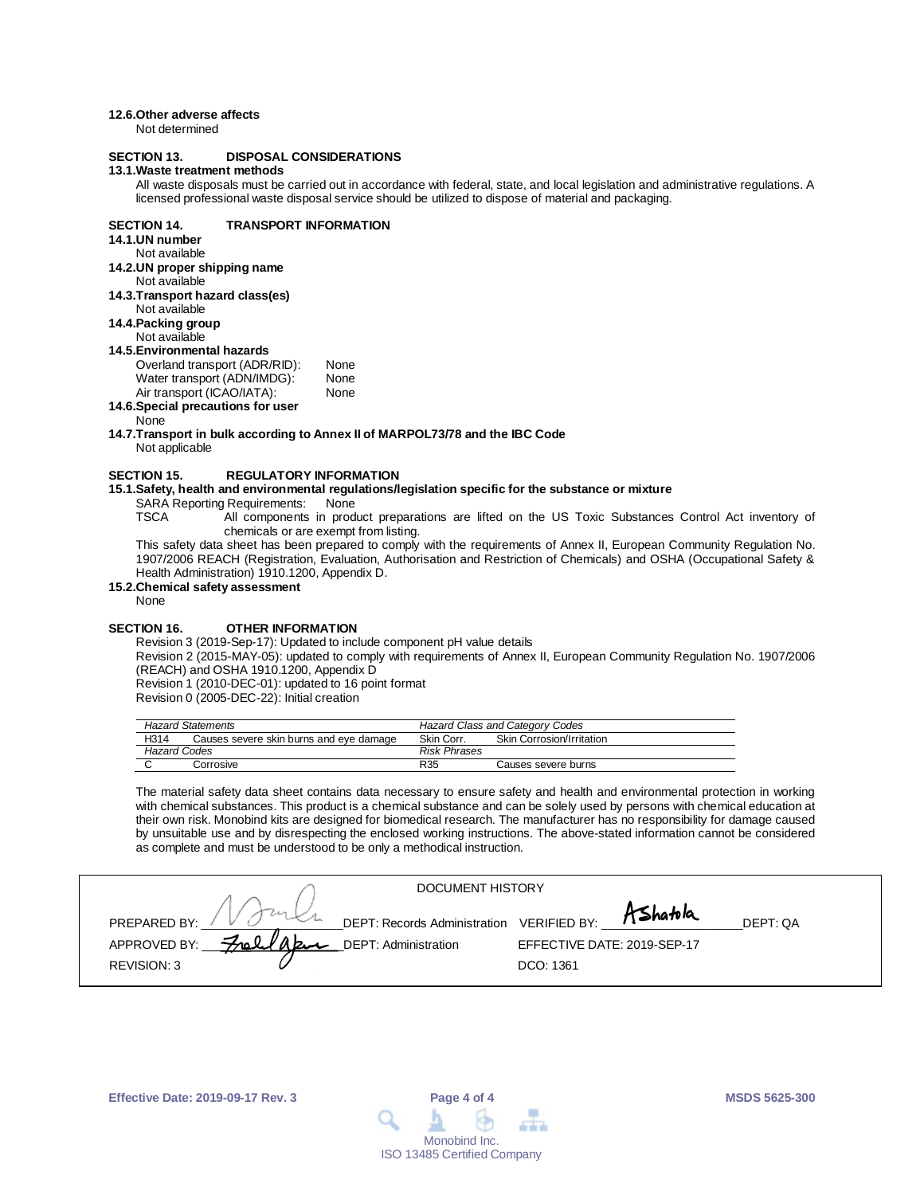**12.6.Other adverse affects**

Not determined

## SECTION 13. DISPOSAL CONSIDERATIONS

**13.1.Waste treatment methods**

All waste disposals must be carried out in accordance with federal, state, and local legislation and administrative regulations. A licensed professional waste disposal service should be utilized to dispose of material and packaging.

## SECTION 14. TRANSPORT INFORMATION

**14.1.UN number**

Not available

**14.2.UN proper shipping name**

Not available

**14.3.Transport hazard class(es)**

Not available

**14.4.Packing group**

Not available

**14.5.Environmental hazards**

Overland transport (ADR/RID): None
Water transport (ADN/IMDG): None
Air transport (ICAO/IATA): None

**14.6.Special precautions for user**

None

**14.7.Transport in bulk according to Annex II of MARPOL73/78 and the IBC Code**

Not applicable

## SECTION 15. REGULATORY INFORMATION

**15.1.Safety, health and environmental regulations/legislation specific for the substance or mixture**

SARA Reporting Requirements: None

TSCA All components in product preparations are lifted on the US Toxic Substances Control Act inventory of chemicals or are exempt from listing.

This safety data sheet has been prepared to comply with the requirements of Annex II, European Community Regulation No. 1907/2006 REACH (Registration, Evaluation, Authorisation and Restriction of Chemicals) and OSHA (Occupational Safety & Health Administration) 1910.1200, Appendix D.

**15.2.Chemical safety assessment**

None

## SECTION 16. OTHER INFORMATION

Revision 3 (2019-Sep-17): Updated to include component pH value details

Revision 2 (2015-MAY-05): updated to comply with requirements of Annex II, European Community Regulation No. 1907/2006 (REACH) and OSHA 1910.1200, Appendix D

Revision 1 (2010-DEC-01): updated to 16 point format

Revision 0 (2005-DEC-22): Initial creation

| *Hazard Statements* | | *Hazard Class and Category Codes* | |
|---|---|---|---|
| H314 | Causes severe skin burns and eye damage | Skin Corr. | Skin Corrosion/Irritation |
| *Hazard Codes* | | *Risk Phrases* | |
| C | Corrosive | R35 | Causes severe burns |

The material safety data sheet contains data necessary to ensure safety and health and environmental protection in working with chemical substances. This product is a chemical substance and can be solely used by persons with chemical education at their own risk. Monobind kits are designed for biomedical research. The manufacturer has no responsibility for damage caused by unsuitable use and by disrespecting the enclosed working instructions. The above-stated information cannot be considered as complete and must be understood to be only a methodical instruction.

| DOCUMENT HISTORY | | | |
|---|---|---|---|
| PREPARED BY: [signature] | DEPT: Records Administration | VERIFIED BY: AShatola | DEPT: QA |
| APPROVED BY: [signature] | DEPT: Administration | EFFECTIVE DATE: 2019-SEP-17 | |
| REVISION: 3 | | DCO: 1361 | |

Effective Date: 2019-09-17 Rev. 3 MSDS 5625-300

Monobind Inc.
ISO 13485 Certified Company